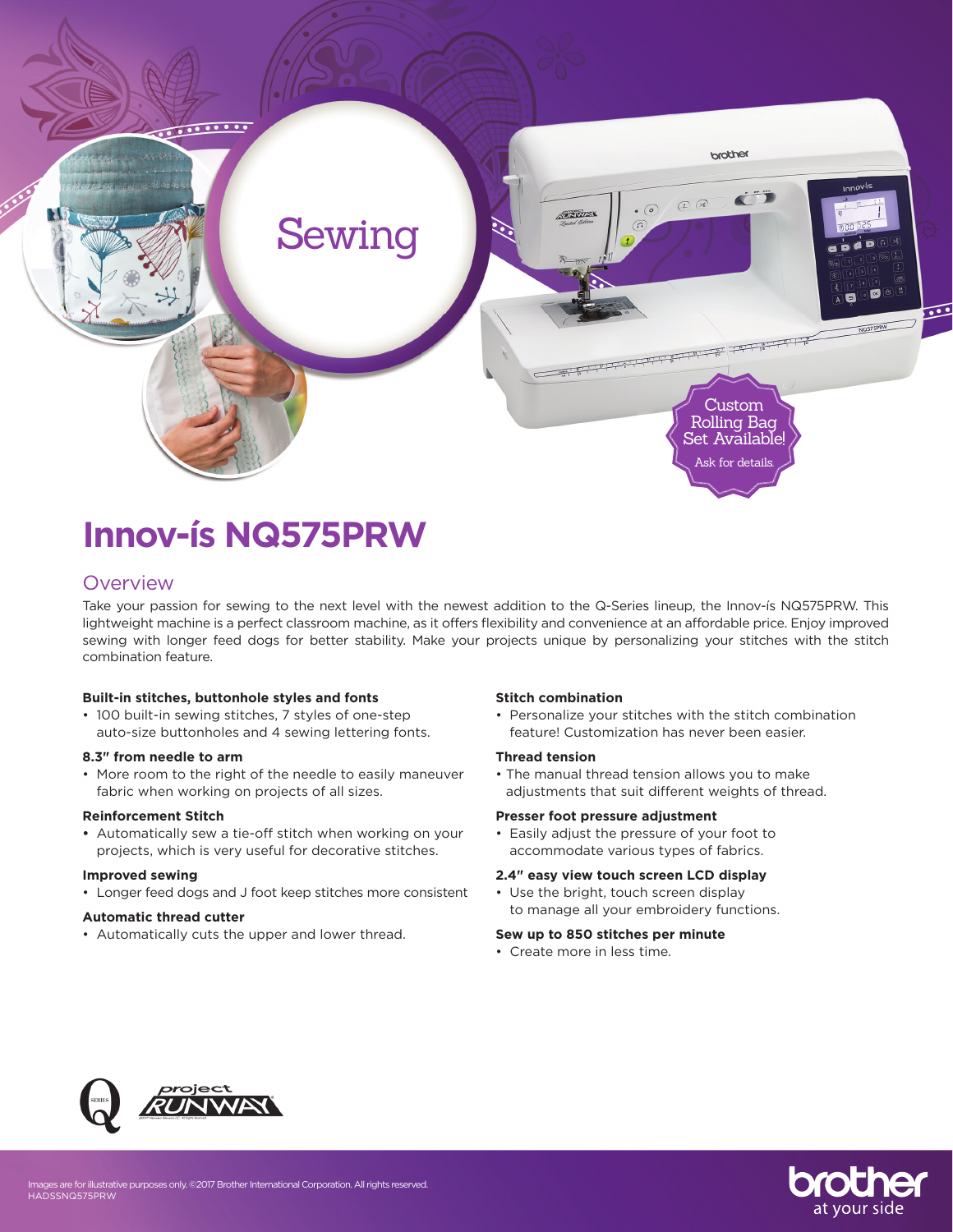Sewing

Custom Rolling Bag Set Available!

Ask for details.

# Innov-ís NQ575PRW

## Overview

Take your passion for sewing to the next level with the newest addition to the Q-Series lineup, the Innov-ís NQ575PRW. This lightweight machine is a perfect classroom machine, as it offers flexibility and convenience at an affordable price. Enjoy improved sewing with longer feed dogs for better stability. Make your projects unique by personalizing your stitches with the stitch combination feature.

**Built-in stitches, buttonhole styles and fonts**

- 100 built-in sewing stitches, 7 styles of one-step auto-size buttonholes and 4 sewing lettering fonts.

**8.3" from needle to arm**

- More room to the right of the needle to easily maneuver fabric when working on projects of all sizes.

**Reinforcement Stitch**

- Automatically sew a tie-off stitch when working on your projects, which is very useful for decorative stitches.

**Improved sewing**

- Longer feed dogs and J foot keep stitches more consistent

**Automatic thread cutter**

- Automatically cuts the upper and lower thread.

**Stitch combination**

- Personalize your stitches with the stitch combination feature! Customization has never been easier.

**Thread tension**

- The manual thread tension allows you to make adjustments that suit different weights of thread.

**Presser foot pressure adjustment**

- Easily adjust the pressure of your foot to accommodate various types of fabrics.

**2.4" easy view touch screen LCD display**

- Use the bright, touch screen display to manage all your embroidery functions.

**Sew up to 850 stitches per minute**

- Create more in less time.

Images are for illustrative purposes only. ©2017 Brother International Corporation. All rights reserved.
HADSSNQ575PRW

brother at your side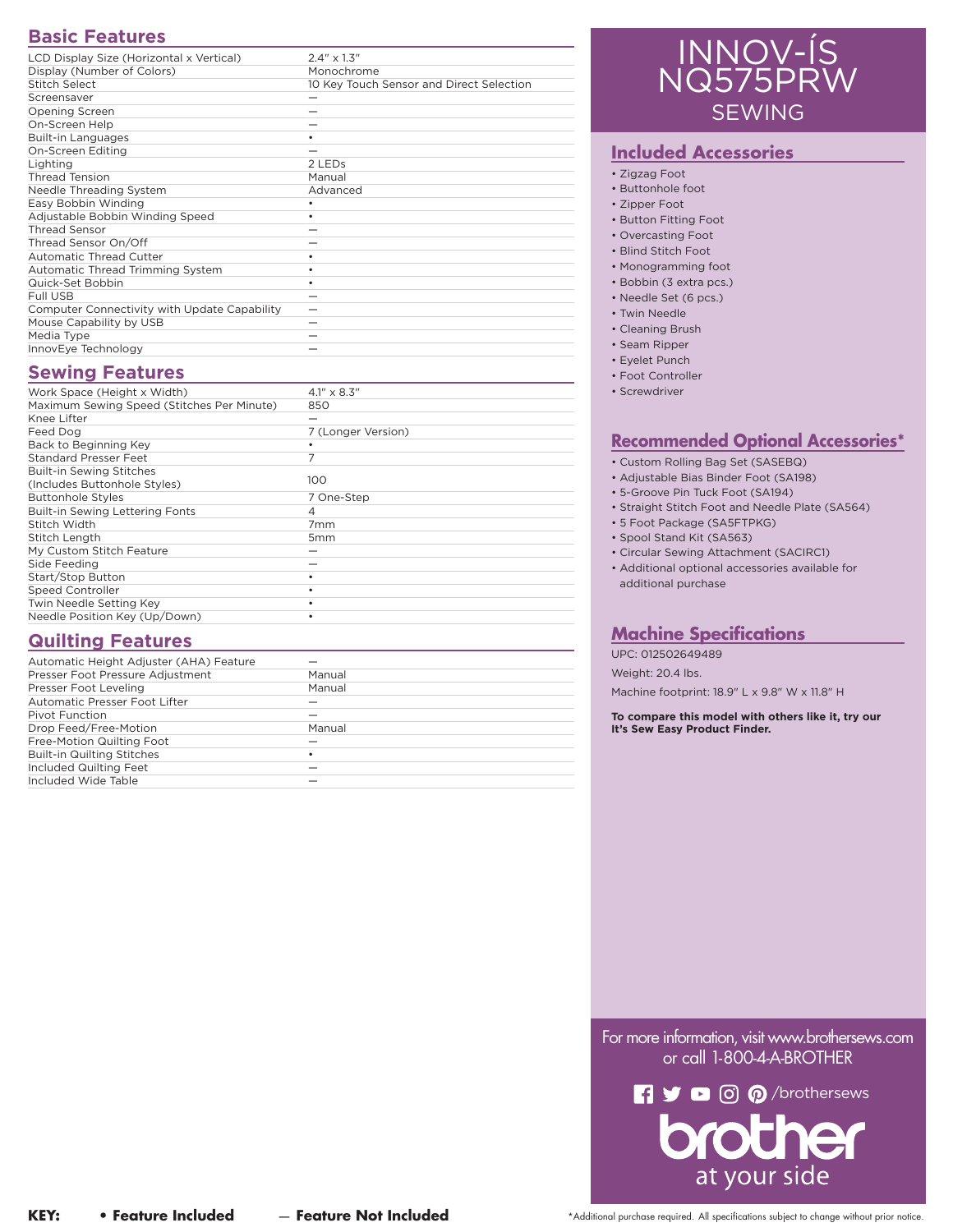## Basic Features

| | |
|---|---|
| LCD Display Size (Horizontal x Vertical) | 2.4" x 1.3" |
| Display (Number of Colors) | Monochrome |
| Stitch Select | 10 Key Touch Sensor and Direct Selection |
| Screensaver | — |
| Opening Screen | — |
| On-Screen Help | — |
| Built-in Languages | • |
| On-Screen Editing | — |
| Lighting | 2 LEDs |
| Thread Tension | Manual |
| Needle Threading System | Advanced |
| Easy Bobbin Winding | • |
| Adjustable Bobbin Winding Speed | • |
| Thread Sensor | — |
| Thread Sensor On/Off | — |
| Automatic Thread Cutter | • |
| Automatic Thread Trimming System | • |
| Quick-Set Bobbin | • |
| Full USB | — |
| Computer Connectivity with Update Capability | — |
| Mouse Capability by USB | — |
| Media Type | — |
| InnovEye Technology | — |

## Sewing Features

| | |
|---|---|
| Work Space (Height x Width) | 4.1" x 8.3" |
| Maximum Sewing Speed (Stitches Per Minute) | 850 |
| Knee Lifter | — |
| Feed Dog | 7 (Longer Version) |
| Back to Beginning Key | • |
| Standard Presser Feet | 7 |
| Built-in Sewing Stitches (Includes Buttonhole Styles) | 100 |
| Buttonhole Styles | 7 One-Step |
| Built-in Sewing Lettering Fonts | 4 |
| Stitch Width | 7mm |
| Stitch Length | 5mm |
| My Custom Stitch Feature | — |
| Side Feeding | — |
| Start/Stop Button | • |
| Speed Controller | • |
| Twin Needle Setting Key | • |
| Needle Position Key (Up/Down) | • |

## Quilting Features

| | |
|---|---|
| Automatic Height Adjuster (AHA) Feature | — |
| Presser Foot Pressure Adjustment | Manual |
| Presser Foot Leveling | Manual |
| Automatic Presser Foot Lifter | — |
| Pivot Function | — |
| Drop Feed/Free-Motion | Manual |
| Free-Motion Quilting Foot | — |
| Built-in Quilting Stitches | • |
| Included Quilting Feet | — |
| Included Wide Table | — |

**KEY:** **• Feature Included** **— Feature Not Included**

# INNOV-ÍS NQ575PRW
SEWING

## Included Accessories

- Zigzag Foot
- Buttonhole foot
- Zipper Foot
- Button Fitting Foot
- Overcasting Foot
- Blind Stitch Foot
- Monogramming foot
- Bobbin (3 extra pcs.)
- Needle Set (6 pcs.)
- Twin Needle
- Cleaning Brush
- Seam Ripper
- Eyelet Punch
- Foot Controller
- Screwdriver

## Recommended Optional Accessories*

- Custom Rolling Bag Set (SASEBQ)
- Adjustable Bias Binder Foot (SA198)
- 5-Groove Pin Tuck Foot (SA194)
- Straight Stitch Foot and Needle Plate (SA564)
- 5 Foot Package (SA5FTPKG)
- Spool Stand Kit (SA563)
- Circular Sewing Attachment (SACIRC1)
- Additional optional accessories available for additional purchase

## Machine Specifications

UPC: 012502649489

Weight: 20.4 lbs.

Machine footprint: 18.9" L x 9.8" W x 11.8" H

**To compare this model with others like it, try our It's Sew Easy Product Finder.**

For more information, visit www.brothersews.com or call 1-800-4-A-BROTHER

/brothersews

brother at your side

*Additional purchase required. All specifications subject to change without prior notice.